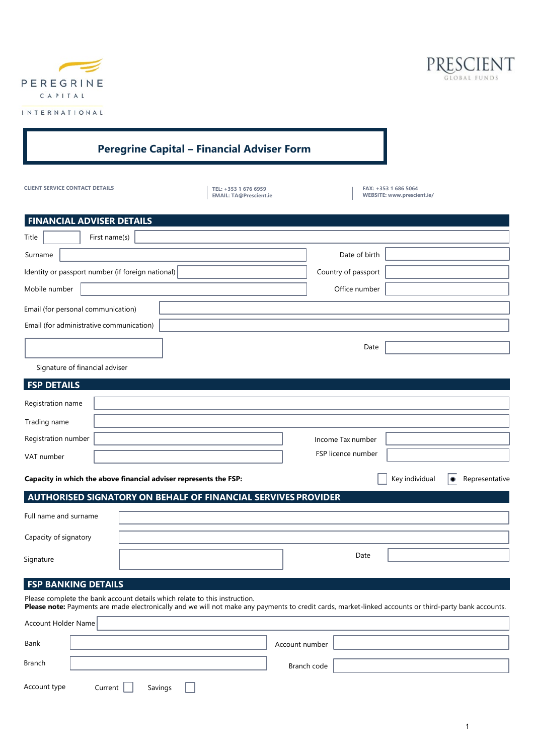PEREGRINE CAPITAL INTERNATIONAL

PRESCIENT GLOBAL FUNDS

# Peregrine Capital – Financial Adviser Form

CLIENT SERVICE CONTACT DETAILS

TEL: +353 1 676 6959
EMAIL: TA@Prescient.ie

FAX: +353 1 686 5064
WEBSITE: www.prescient.ie/

## FINANCIAL ADVISER DETAILS

Title ______ First name(s) ______

Surname ______ Date of birth ______

Identity or passport number (if foreign national) ______ Country of passport ______

Mobile number ______ Office number ______

Email (for personal communication) ______

Email (for administrative communication) ______

Signature of financial adviser ______ Date ______

## FSP DETAILS

Registration name ______

Trading name ______

Registration number ______ Income Tax number ______

VAT number ______ FSP licence number ______

**Capacity in which the above financial adviser represents the FSP:** ☐ Key individual ◉ Representative

## AUTHORISED SIGNATORY ON BEHALF OF FINANCIAL SERVIVES PROVIDER

Full name and surname ______

Capacity of signatory ______

Signature ______ Date ______

## FSP BANKING DETAILS

Please complete the bank account details which relate to this instruction.
**Please note:** Payments are made electronically and we will not make any payments to credit cards, market-linked accounts or third-party bank accounts.

Account Holder Name ______

Bank ______ Account number ______

Branch ______ Branch code ______

Account type Current ☐ Savings ☐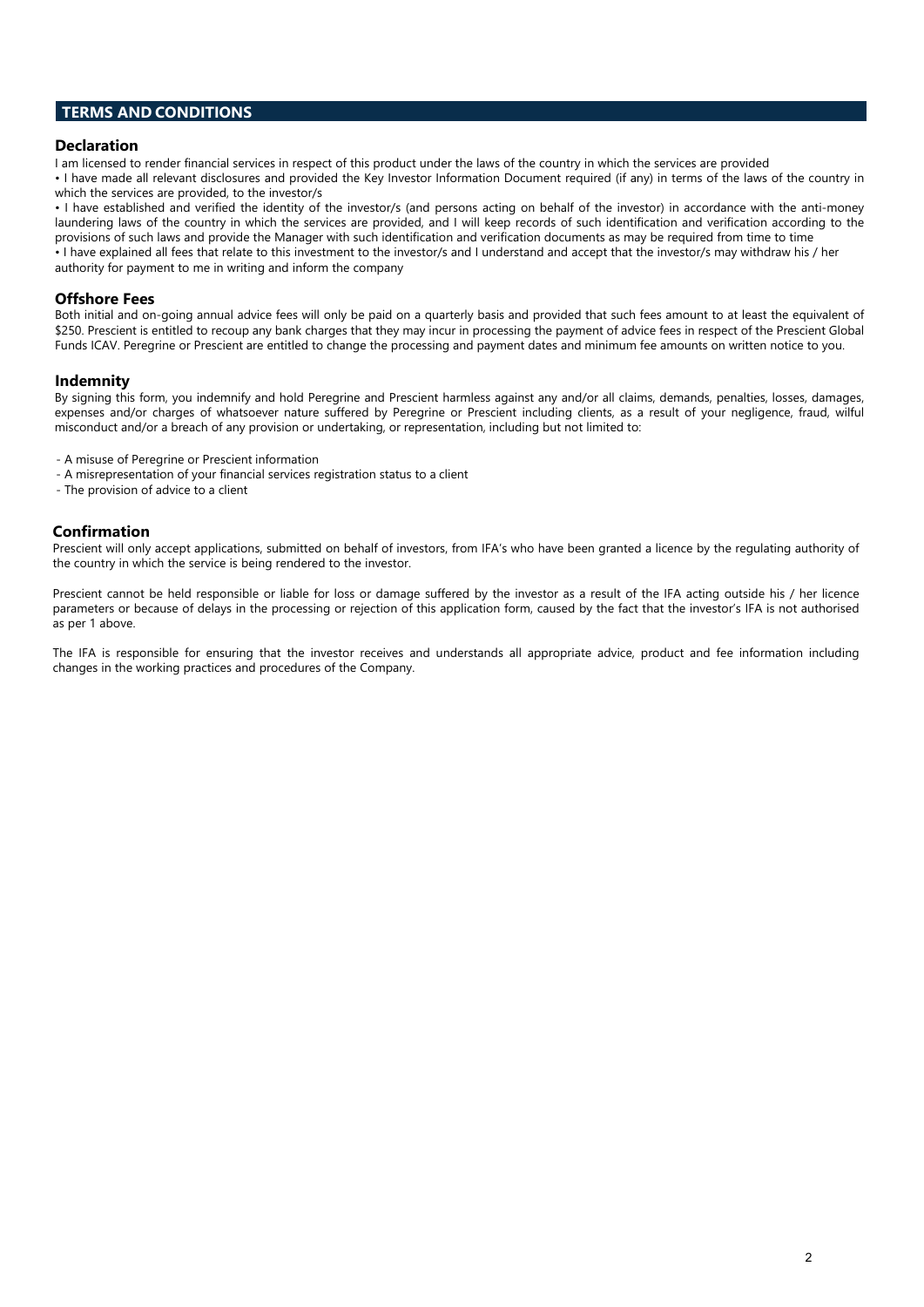## TERMS AND CONDITIONS

### Declaration

I am licensed to render financial services in respect of this product under the laws of the country in which the services are provided

• I have made all relevant disclosures and provided the Key Investor Information Document required (if any) in terms of the laws of the country in which the services are provided, to the investor/s

• I have established and verified the identity of the investor/s (and persons acting on behalf of the investor) in accordance with the anti-money laundering laws of the country in which the services are provided, and I will keep records of such identification and verification according to the provisions of such laws and provide the Manager with such identification and verification documents as may be required from time to time

• I have explained all fees that relate to this investment to the investor/s and I understand and accept that the investor/s may withdraw his / her authority for payment to me in writing and inform the company

### Offshore Fees

Both initial and on-going annual advice fees will only be paid on a quarterly basis and provided that such fees amount to at least the equivalent of $250. Prescient is entitled to recoup any bank charges that they may incur in processing the payment of advice fees in respect of the Prescient Global Funds ICAV. Peregrine or Prescient are entitled to change the processing and payment dates and minimum fee amounts on written notice to you.

### Indemnity

By signing this form, you indemnify and hold Peregrine and Prescient harmless against any and/or all claims, demands, penalties, losses, damages, expenses and/or charges of whatsoever nature suffered by Peregrine or Prescient including clients, as a result of your negligence, fraud, wilful misconduct and/or a breach of any provision or undertaking, or representation, including but not limited to:

- A misuse of Peregrine or Prescient information
- A misrepresentation of your financial services registration status to a client
- The provision of advice to a client

### Confirmation

Prescient will only accept applications, submitted on behalf of investors, from IFA's who have been granted a licence by the regulating authority of the country in which the service is being rendered to the investor.

Prescient cannot be held responsible or liable for loss or damage suffered by the investor as a result of the IFA acting outside his / her licence parameters or because of delays in the processing or rejection of this application form, caused by the fact that the investor's IFA is not authorised as per 1 above.

The IFA is responsible for ensuring that the investor receives and understands all appropriate advice, product and fee information including changes in the working practices and procedures of the Company.